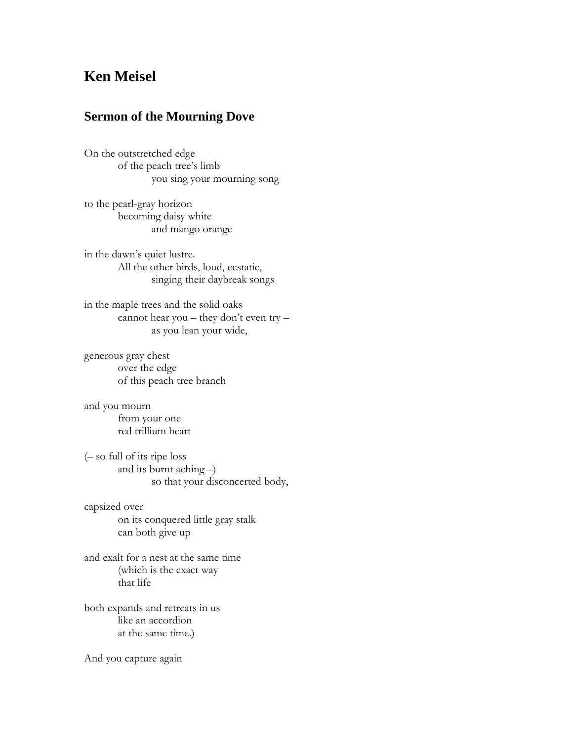# Ken Meisel

## Sermon of the Mourning Dove

On the outstretched edge  
&nbsp;&nbsp;&nbsp;&nbsp;&nbsp;&nbsp;&nbsp;&nbsp;of the peach tree's limb  
&nbsp;&nbsp;&nbsp;&nbsp;&nbsp;&nbsp;&nbsp;&nbsp;&nbsp;&nbsp;&nbsp;&nbsp;&nbsp;&nbsp;&nbsp;&nbsp;you sing your mourning song

to the pearl-gray horizon  
&nbsp;&nbsp;&nbsp;&nbsp;&nbsp;&nbsp;&nbsp;&nbsp;becoming daisy white  
&nbsp;&nbsp;&nbsp;&nbsp;&nbsp;&nbsp;&nbsp;&nbsp;&nbsp;&nbsp;&nbsp;&nbsp;&nbsp;&nbsp;&nbsp;&nbsp;and mango orange

in the dawn's quiet lustre.  
&nbsp;&nbsp;&nbsp;&nbsp;&nbsp;&nbsp;&nbsp;&nbsp;All the other birds, loud, ecstatic,  
&nbsp;&nbsp;&nbsp;&nbsp;&nbsp;&nbsp;&nbsp;&nbsp;&nbsp;&nbsp;&nbsp;&nbsp;&nbsp;&nbsp;&nbsp;&nbsp;singing their daybreak songs

in the maple trees and the solid oaks  
&nbsp;&nbsp;&nbsp;&nbsp;&nbsp;&nbsp;&nbsp;&nbsp;cannot hear you – they don't even try –  
&nbsp;&nbsp;&nbsp;&nbsp;&nbsp;&nbsp;&nbsp;&nbsp;&nbsp;&nbsp;&nbsp;&nbsp;&nbsp;&nbsp;&nbsp;&nbsp;as you lean your wide,

generous gray chest  
&nbsp;&nbsp;&nbsp;&nbsp;&nbsp;&nbsp;&nbsp;&nbsp;over the edge  
&nbsp;&nbsp;&nbsp;&nbsp;&nbsp;&nbsp;&nbsp;&nbsp;of this peach tree branch

and you mourn  
&nbsp;&nbsp;&nbsp;&nbsp;&nbsp;&nbsp;&nbsp;&nbsp;from your one  
&nbsp;&nbsp;&nbsp;&nbsp;&nbsp;&nbsp;&nbsp;&nbsp;red trillium heart

(– so full of its ripe loss  
&nbsp;&nbsp;&nbsp;&nbsp;&nbsp;&nbsp;&nbsp;&nbsp;and its burnt aching –)  
&nbsp;&nbsp;&nbsp;&nbsp;&nbsp;&nbsp;&nbsp;&nbsp;&nbsp;&nbsp;&nbsp;&nbsp;&nbsp;&nbsp;&nbsp;&nbsp;so that your disconcerted body,

capsized over  
&nbsp;&nbsp;&nbsp;&nbsp;&nbsp;&nbsp;&nbsp;&nbsp;on its conquered little gray stalk  
&nbsp;&nbsp;&nbsp;&nbsp;&nbsp;&nbsp;&nbsp;&nbsp;can both give up

and exalt for a nest at the same time  
&nbsp;&nbsp;&nbsp;&nbsp;&nbsp;&nbsp;&nbsp;&nbsp;(which is the exact way  
&nbsp;&nbsp;&nbsp;&nbsp;&nbsp;&nbsp;&nbsp;&nbsp;that life

both expands and retreats in us  
&nbsp;&nbsp;&nbsp;&nbsp;&nbsp;&nbsp;&nbsp;&nbsp;like an accordion  
&nbsp;&nbsp;&nbsp;&nbsp;&nbsp;&nbsp;&nbsp;&nbsp;at the same time.)

And you capture again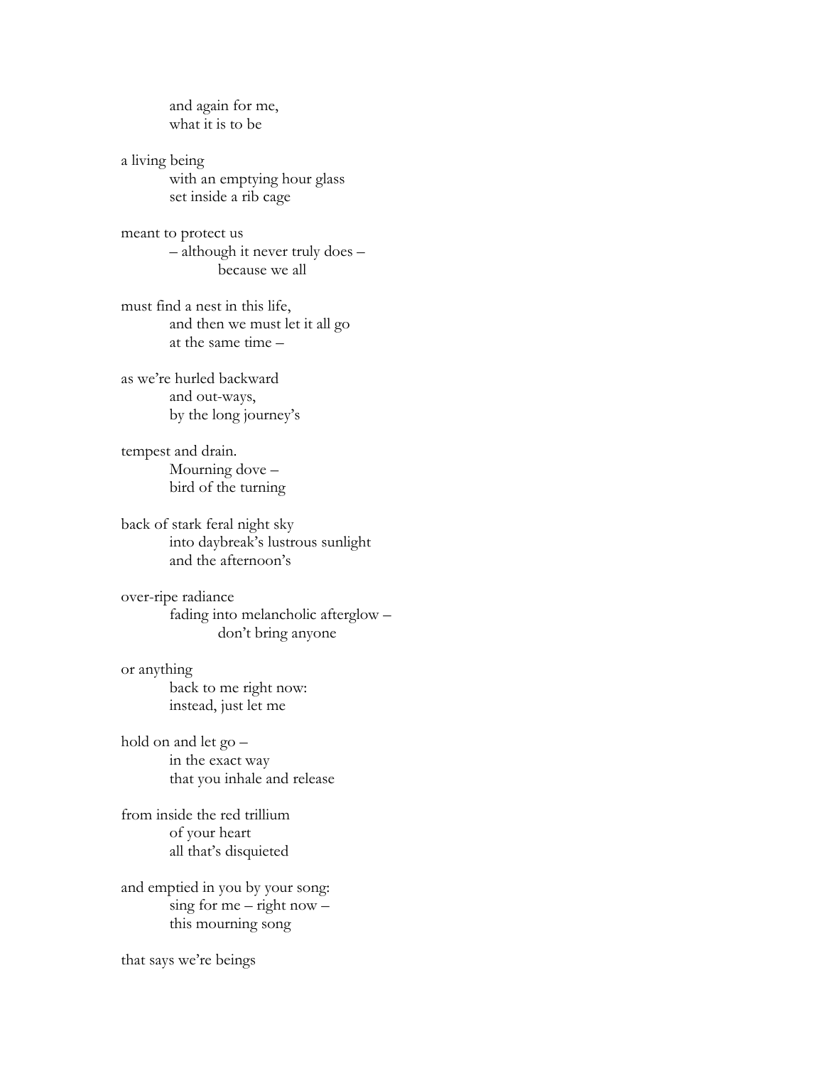&emsp;&emsp;and again for me,  
&emsp;&emsp;what it is to be

a living being  
&emsp;&emsp;with an emptying hour glass  
&emsp;&emsp;set inside a rib cage

meant to protect us  
&emsp;&emsp;– although it never truly does –  
&emsp;&emsp;&emsp;&emsp;because we all

must find a nest in this life,  
&emsp;&emsp;and then we must let it all go  
&emsp;&emsp;at the same time –

as we're hurled backward  
&emsp;&emsp;and out-ways,  
&emsp;&emsp;by the long journey's

tempest and drain.  
&emsp;&emsp;Mourning dove –  
&emsp;&emsp;bird of the turning

back of stark feral night sky  
&emsp;&emsp;into daybreak's lustrous sunlight  
&emsp;&emsp;and the afternoon's

over-ripe radiance  
&emsp;&emsp;fading into melancholic afterglow –  
&emsp;&emsp;&emsp;&emsp;don't bring anyone

or anything  
&emsp;&emsp;back to me right now:  
&emsp;&emsp;instead, just let me

hold on and let go –  
&emsp;&emsp;in the exact way  
&emsp;&emsp;that you inhale and release

from inside the red trillium  
&emsp;&emsp;of your heart  
&emsp;&emsp;all that's disquieted

and emptied in you by your song:  
&emsp;&emsp;sing for me – right now –  
&emsp;&emsp;this mourning song

that says we're beings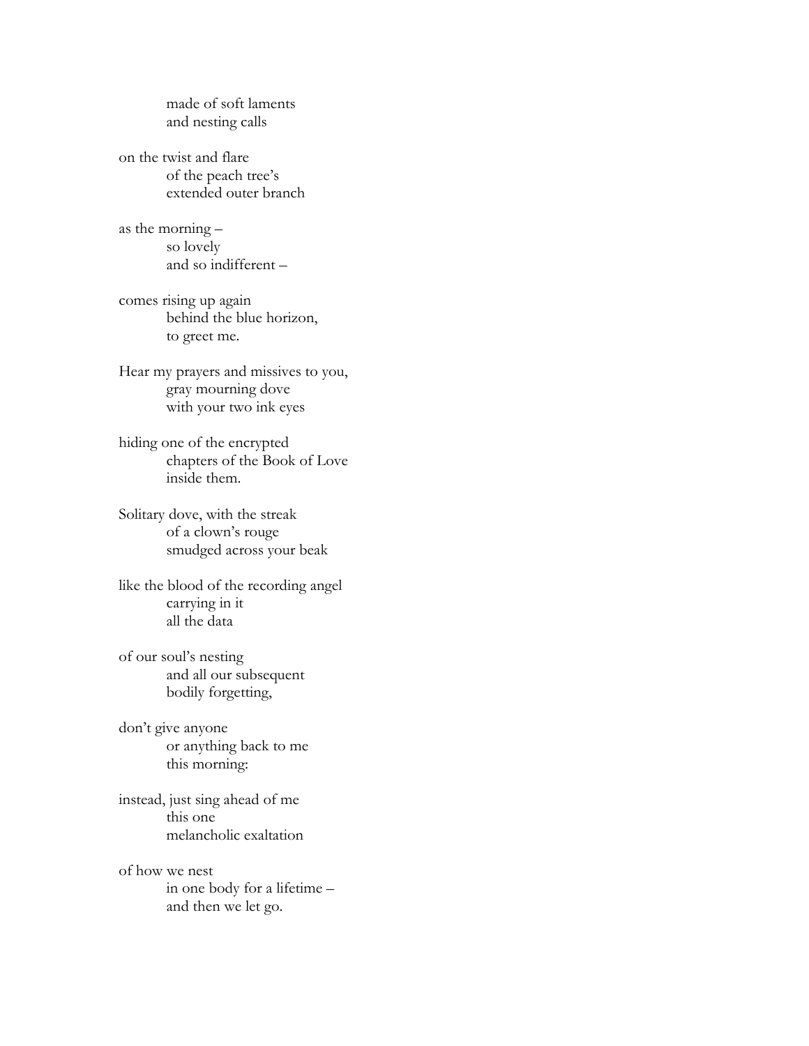made of soft laments  
and nesting calls

on the twist and flare  
of the peach tree's  
extended outer branch

as the morning –  
so lovely  
and so indifferent –

comes rising up again  
behind the blue horizon,  
to greet me.

Hear my prayers and missives to you,  
gray mourning dove  
with your two ink eyes

hiding one of the encrypted  
chapters of the Book of Love  
inside them.

Solitary dove, with the streak  
of a clown's rouge  
smudged across your beak

like the blood of the recording angel  
carrying in it  
all the data

of our soul's nesting  
and all our subsequent  
bodily forgetting,

don't give anyone  
or anything back to me  
this morning:

instead, just sing ahead of me  
this one  
melancholic exaltation

of how we nest  
in one body for a lifetime –  
and then we let go.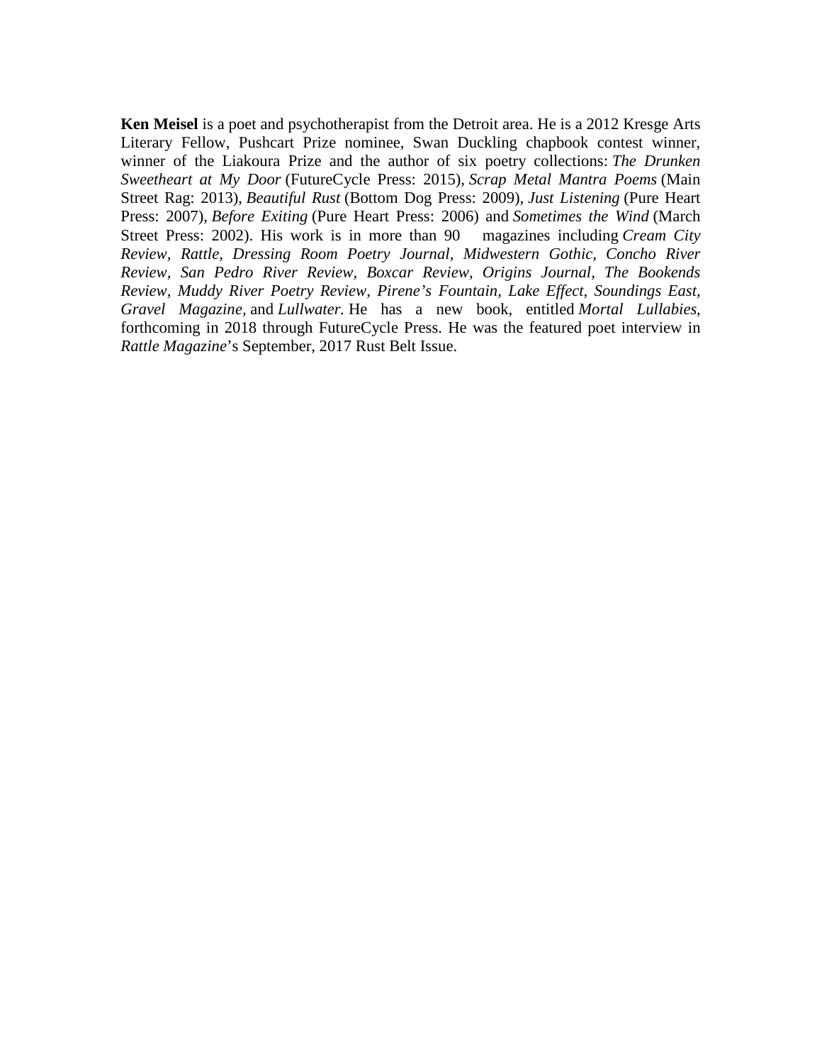**Ken Meisel** is a poet and psychotherapist from the Detroit area. He is a 2012 Kresge Arts Literary Fellow, Pushcart Prize nominee, Swan Duckling chapbook contest winner, winner of the Liakoura Prize and the author of six poetry collections: *The Drunken Sweetheart at My Door* (FutureCycle Press: 2015), *Scrap Metal Mantra Poems* (Main Street Rag: 2013), *Beautiful Rust* (Bottom Dog Press: 2009), *Just Listening* (Pure Heart Press: 2007), *Before Exiting* (Pure Heart Press: 2006) and *Sometimes the Wind* (March Street Press: 2002). His work is in more than 90 magazines including *Cream City Review*, *Rattle*, *Dressing Room Poetry Journal*, *Midwestern Gothic*, *Concho River Review*, *San Pedro River Review*, *Boxcar Review*, *Origins Journal*, *The Bookends Review*, *Muddy River Poetry Review*, *Pirene's Fountain*, *Lake Effect*, *Soundings East*, *Gravel Magazine*, and *Lullwater*. He has a new book, entitled *Mortal Lullabies*, forthcoming in 2018 through FutureCycle Press. He was the featured poet interview in *Rattle Magazine*'s September, 2017 Rust Belt Issue.